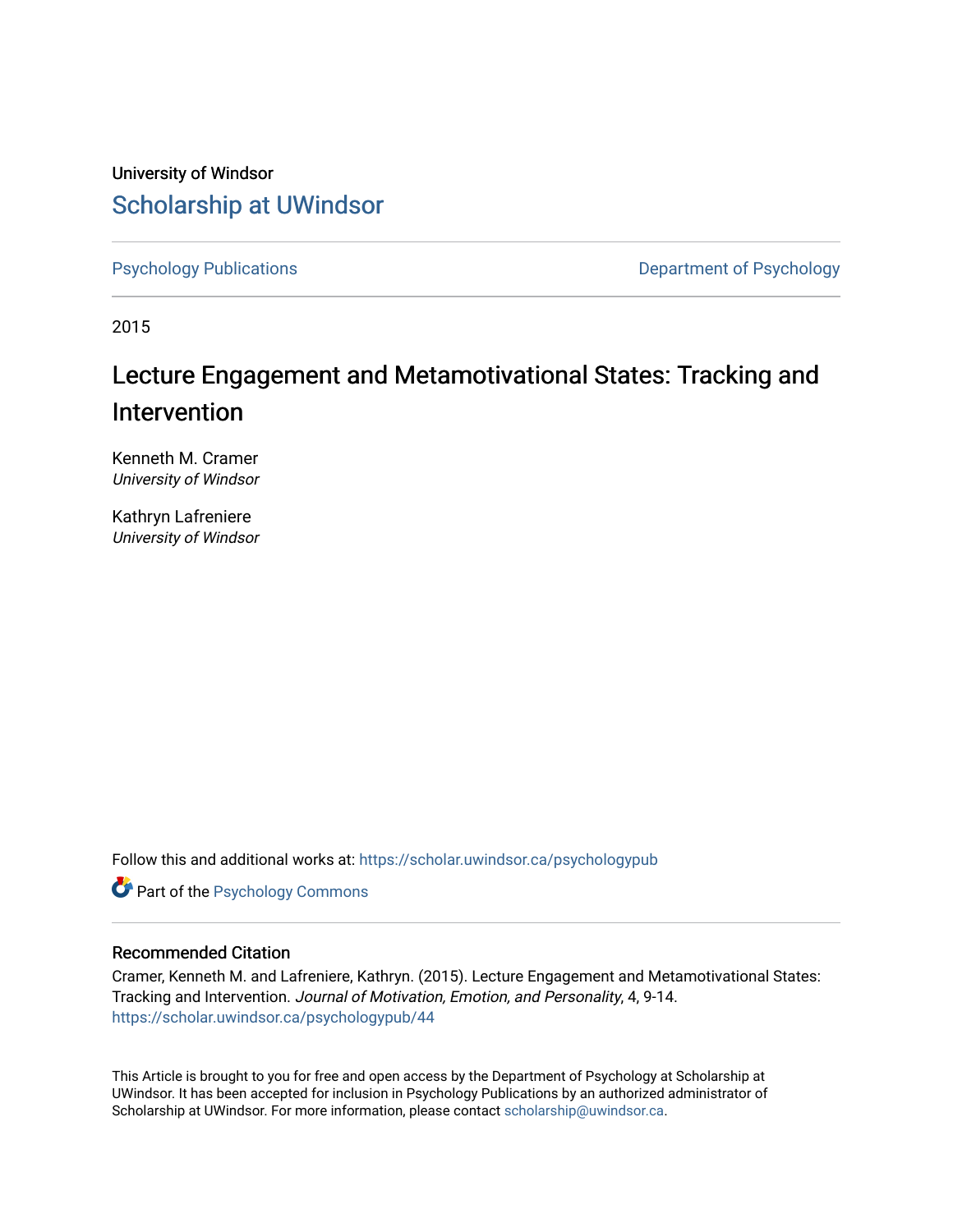University of Windsor

Scholarship at UWindsor

Psychology Publications

Department of Psychology

2015

# Lecture Engagement and Metamotivational States: Tracking and Intervention

Kenneth M. Cramer  
*University of Windsor*

Kathryn Lafreniere  
*University of Windsor*

Follow this and additional works at: https://scholar.uwindsor.ca/psychologypub

Part of the Psychology Commons

## Recommended Citation

Cramer, Kenneth M. and Lafreniere, Kathryn. (2015). Lecture Engagement and Metamotivational States: Tracking and Intervention. *Journal of Motivation, Emotion, and Personality*, 4, 9-14.  
https://scholar.uwindsor.ca/psychologypub/44

This Article is brought to you for free and open access by the Department of Psychology at Scholarship at UWindsor. It has been accepted for inclusion in Psychology Publications by an authorized administrator of Scholarship at UWindsor. For more information, please contact scholarship@uwindsor.ca.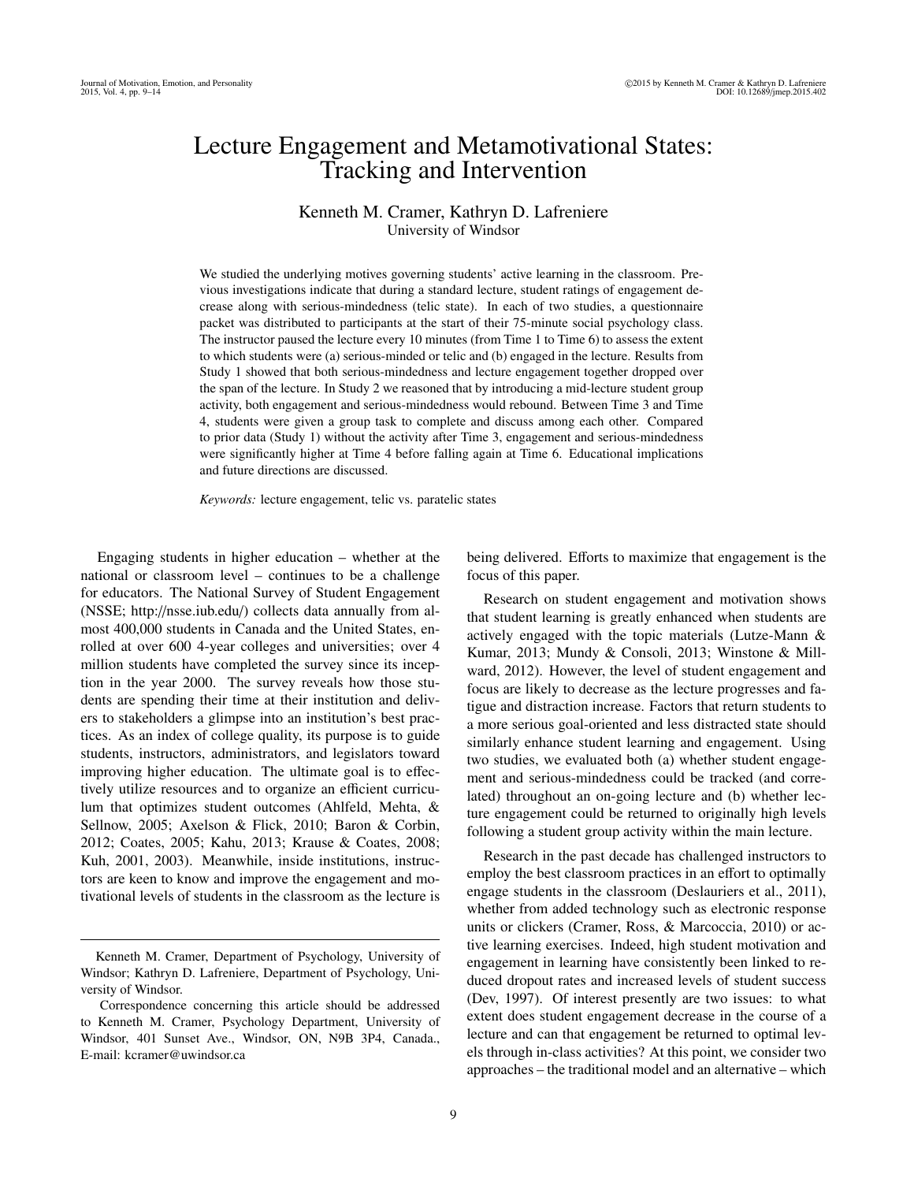# Lecture Engagement and Metamotivational States: Tracking and Intervention

Kenneth M. Cramer, Kathryn D. Lafreniere
University of Windsor

We studied the underlying motives governing students' active learning in the classroom. Previous investigations indicate that during a standard lecture, student ratings of engagement decrease along with serious-mindedness (telic state). In each of two studies, a questionnaire packet was distributed to participants at the start of their 75-minute social psychology class. The instructor paused the lecture every 10 minutes (from Time 1 to Time 6) to assess the extent to which students were (a) serious-minded or telic and (b) engaged in the lecture. Results from Study 1 showed that both serious-mindedness and lecture engagement together dropped over the span of the lecture. In Study 2 we reasoned that by introducing a mid-lecture student group activity, both engagement and serious-mindedness would rebound. Between Time 3 and Time 4, students were given a group task to complete and discuss among each other. Compared to prior data (Study 1) without the activity after Time 3, engagement and serious-mindedness were significantly higher at Time 4 before falling again at Time 6. Educational implications and future directions are discussed.

*Keywords:* lecture engagement, telic vs. paratelic states

Engaging students in higher education – whether at the national or classroom level – continues to be a challenge for educators. The National Survey of Student Engagement (NSSE; http://nsse.iub.edu/) collects data annually from almost 400,000 students in Canada and the United States, enrolled at over 600 4-year colleges and universities; over 4 million students have completed the survey since its inception in the year 2000. The survey reveals how those students are spending their time at their institution and delivers to stakeholders a glimpse into an institution's best practices. As an index of college quality, its purpose is to guide students, instructors, administrators, and legislators toward improving higher education. The ultimate goal is to effectively utilize resources and to organize an efficient curriculum that optimizes student outcomes (Ahlfeld, Mehta, & Sellnow, 2005; Axelson & Flick, 2010; Baron & Corbin, 2012; Coates, 2005; Kahu, 2013; Krause & Coates, 2008; Kuh, 2001, 2003). Meanwhile, inside institutions, instructors are keen to know and improve the engagement and motivational levels of students in the classroom as the lecture is being delivered. Efforts to maximize that engagement is the focus of this paper.

Research on student engagement and motivation shows that student learning is greatly enhanced when students are actively engaged with the topic materials (Lutze-Mann & Kumar, 2013; Mundy & Consoli, 2013; Winstone & Millward, 2012). However, the level of student engagement and focus are likely to decrease as the lecture progresses and fatigue and distraction increase. Factors that return students to a more serious goal-oriented and less distracted state should similarly enhance student learning and engagement. Using two studies, we evaluated both (a) whether student engagement and serious-mindedness could be tracked (and correlated) throughout an on-going lecture and (b) whether lecture engagement could be returned to originally high levels following a student group activity within the main lecture.

Research in the past decade has challenged instructors to employ the best classroom practices in an effort to optimally engage students in the classroom (Deslauriers et al., 2011), whether from added technology such as electronic response units or clickers (Cramer, Ross, & Marcoccia, 2010) or active learning exercises. Indeed, high student motivation and engagement in learning have consistently been linked to reduced dropout rates and increased levels of student success (Dev, 1997). Of interest presently are two issues: to what extent does student engagement decrease in the course of a lecture and can that engagement be returned to optimal levels through in-class activities? At this point, we consider two approaches – the traditional model and an alternative – which

Kenneth M. Cramer, Department of Psychology, University of Windsor; Kathryn D. Lafreniere, Department of Psychology, University of Windsor.

Correspondence concerning this article should be addressed to Kenneth M. Cramer, Psychology Department, University of Windsor, 401 Sunset Ave., Windsor, ON, N9B 3P4, Canada., E-mail: kcramer@uwindsor.ca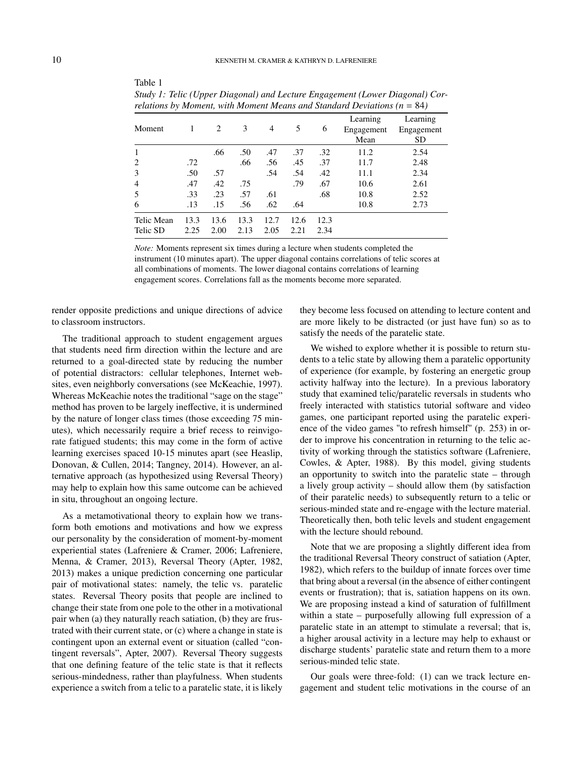Table 1

*Study 1: Telic (Upper Diagonal) and Lecture Engagement (Lower Diagonal) Correlations by Moment, with Moment Means and Standard Deviations (n = 84)*

| Moment | 1 | 2 | 3 | 4 | 5 | 6 | Learning Engagement Mean | Learning Engagement SD |
|---|---|---|---|---|---|---|---|---|
| 1 | | .66 | .50 | .47 | .37 | .32 | 11.2 | 2.54 |
| 2 | .72 | | .66 | .56 | .45 | .37 | 11.7 | 2.48 |
| 3 | .50 | .57 | | .54 | .54 | .42 | 11.1 | 2.34 |
| 4 | .47 | .42 | .75 | | .79 | .67 | 10.6 | 2.61 |
| 5 | .33 | .23 | .57 | .61 | | .68 | 10.8 | 2.52 |
| 6 | .13 | .15 | .56 | .62 | .64 | | 10.8 | 2.73 |
| Telic Mean | 13.3 | 13.6 | 13.3 | 12.7 | 12.6 | 12.3 | | |
| Telic SD | 2.25 | 2.00 | 2.13 | 2.05 | 2.21 | 2.34 | | |

*Note:* Moments represent six times during a lecture when students completed the instrument (10 minutes apart). The upper diagonal contains correlations of telic scores at all combinations of moments. The lower diagonal contains correlations of learning engagement scores. Correlations fall as the moments become more separated.

render opposite predictions and unique directions of advice to classroom instructors.

The traditional approach to student engagement argues that students need firm direction within the lecture and are returned to a goal-directed state by reducing the number of potential distractors: cellular telephones, Internet websites, even neighborly conversations (see McKeachie, 1997). Whereas McKeachie notes the traditional "sage on the stage" method has proven to be largely ineffective, it is undermined by the nature of longer class times (those exceeding 75 minutes), which necessarily require a brief recess to reinvigorate fatigued students; this may come in the form of active learning exercises spaced 10-15 minutes apart (see Heaslip, Donovan, & Cullen, 2014; Tangney, 2014). However, an alternative approach (as hypothesized using Reversal Theory) may help to explain how this same outcome can be achieved in situ, throughout an ongoing lecture.

As a metamotivational theory to explain how we transform both emotions and motivations and how we express our personality by the consideration of moment-by-moment experiential states (Lafreniere & Cramer, 2006; Lafreniere, Menna, & Cramer, 2013), Reversal Theory (Apter, 1982, 2013) makes a unique prediction concerning one particular pair of motivational states: namely, the telic vs. paratelic states. Reversal Theory posits that people are inclined to change their state from one pole to the other in a motivational pair when (a) they naturally reach satiation, (b) they are frustrated with their current state, or (c) where a change in state is contingent upon an external event or situation (called "contingent reversals", Apter, 2007). Reversal Theory suggests that one defining feature of the telic state is that it reflects serious-mindedness, rather than playfulness. When students experience a switch from a telic to a paratelic state, it is likely they become less focused on attending to lecture content and are more likely to be distracted (or just have fun) so as to satisfy the needs of the paratelic state.

We wished to explore whether it is possible to return students to a telic state by allowing them a paratelic opportunity of experience (for example, by fostering an energetic group activity halfway into the lecture). In a previous laboratory study that examined telic/paratelic reversals in students who freely interacted with statistics tutorial software and video games, one participant reported using the paratelic experience of the video games "to refresh himself" (p. 253) in order to improve his concentration in returning to the telic activity of working through the statistics software (Lafreniere, Cowles, & Apter, 1988). By this model, giving students an opportunity to switch into the paratelic state – through a lively group activity – should allow them (by satisfaction of their paratelic needs) to subsequently return to a telic or serious-minded state and re-engage with the lecture material. Theoretically then, both telic levels and student engagement with the lecture should rebound.

Note that we are proposing a slightly different idea from the traditional Reversal Theory construct of satiation (Apter, 1982), which refers to the buildup of innate forces over time that bring about a reversal (in the absence of either contingent events or frustration); that is, satiation happens on its own. We are proposing instead a kind of saturation of fulfillment within a state – purposefully allowing full expression of a paratelic state in an attempt to stimulate a reversal; that is, a higher arousal activity in a lecture may help to exhaust or discharge students' paratelic state and return them to a more serious-minded telic state.

Our goals were three-fold: (1) can we track lecture engagement and student telic motivations in the course of an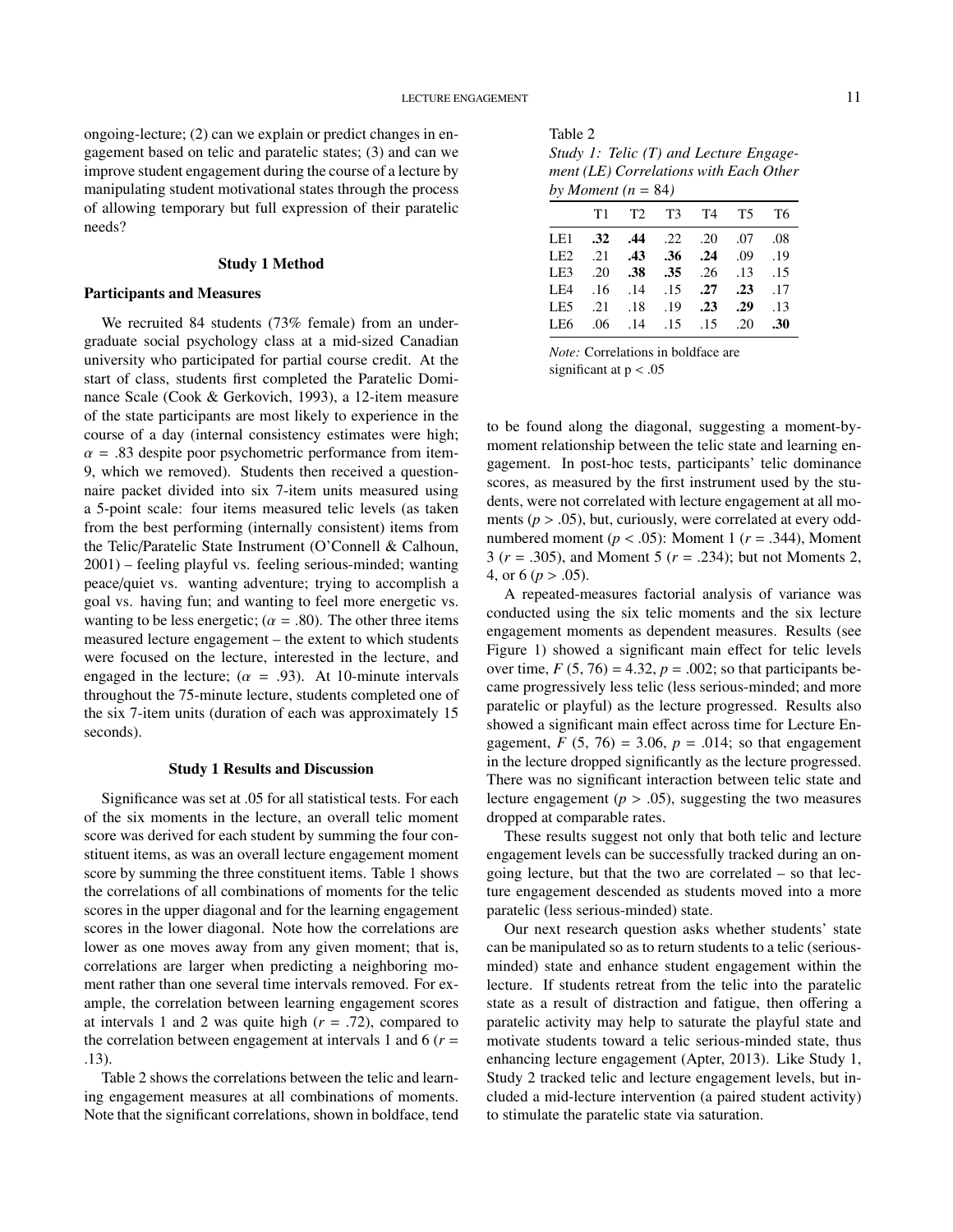ongoing-lecture; (2) can we explain or predict changes in engagement based on telic and paratelic states; (3) and can we improve student engagement during the course of a lecture by manipulating student motivational states through the process of allowing temporary but full expression of their paratelic needs?

## Study 1 Method

### Participants and Measures

We recruited 84 students (73% female) from an undergraduate social psychology class at a mid-sized Canadian university who participated for partial course credit. At the start of class, students first completed the Paratelic Dominance Scale (Cook & Gerkovich, 1993), a 12-item measure of the state participants are most likely to experience in the course of a day (internal consistency estimates were high; $\alpha$ = .83 despite poor psychometric performance from item-9, which we removed). Students then received a questionnaire packet divided into six 7-item units measured using a 5-point scale: four items measured telic levels (as taken from the best performing (internally consistent) items from the Telic/Paratelic State Instrument (O'Connell & Calhoun, 2001) – feeling playful vs. feeling serious-minded; wanting peace/quiet vs. wanting adventure; trying to accomplish a goal vs. having fun; and wanting to feel more energetic vs. wanting to be less energetic; ($\alpha$ = .80). The other three items measured lecture engagement – the extent to which students were focused on the lecture, interested in the lecture, and engaged in the lecture; ($\alpha$ = .93). At 10-minute intervals throughout the 75-minute lecture, students completed one of the six 7-item units (duration of each was approximately 15 seconds).

## Study 1 Results and Discussion

Significance was set at .05 for all statistical tests. For each of the six moments in the lecture, an overall telic moment score was derived for each student by summing the four constituent items, as was an overall lecture engagement moment score by summing the three constituent items. Table 1 shows the correlations of all combinations of moments for the telic scores in the upper diagonal and for the learning engagement scores in the lower diagonal. Note how the correlations are lower as one moves away from any given moment; that is, correlations are larger when predicting a neighboring moment rather than one several time intervals removed. For example, the correlation between learning engagement scores at intervals 1 and 2 was quite high ($r$ = .72), compared to the correlation between engagement at intervals 1 and 6 ($r$ = .13).

Table 2 shows the correlations between the telic and learning engagement measures at all combinations of moments. Note that the significant correlations, shown in boldface, tend to be found along the diagonal, suggesting a moment-by-moment relationship between the telic state and learning engagement. In post-hoc tests, participants' telic dominance scores, as measured by the first instrument used by the students, were not correlated with lecture engagement at all moments ($p$ > .05), but, curiously, were correlated at every odd-numbered moment ($p$ < .05): Moment 1 ($r$ = .344), Moment 3 ($r$ = .305), and Moment 5 ($r$ = .234); but not Moments 2, 4, or 6 ($p$ > .05).

Table 2
*Study 1: Telic (T) and Lecture Engagement (LE) Correlations with Each Other by Moment (n = 84)*

| | T1 | T2 | T3 | T4 | T5 | T6 |
|---|---|---|---|---|---|---|
| LE1 | **.32** | **.44** | .22 | .20 | .07 | .08 |
| LE2 | .21 | **.43** | **.36** | **.24** | .09 | .19 |
| LE3 | .20 | **.38** | **.35** | .26 | .13 | .15 |
| LE4 | .16 | .14 | .15 | **.27** | **.23** | .17 |
| LE5 | .21 | .18 | .19 | **.23** | **.29** | .13 |
| LE6 | .06 | .14 | .15 | .15 | .20 | **.30** |

*Note:* Correlations in boldface are significant at p < .05

A repeated-measures factorial analysis of variance was conducted using the six telic moments and the six lecture engagement moments as dependent measures. Results (see Figure 1) showed a significant main effect for telic levels over time, $F$ (5, 76) = 4.32, $p$ = .002; so that participants became progressively less telic (less serious-minded; and more paratelic or playful) as the lecture progressed. Results also showed a significant main effect across time for Lecture Engagement, $F$ (5, 76) = 3.06, $p$ = .014; so that engagement in the lecture dropped significantly as the lecture progressed. There was no significant interaction between telic state and lecture engagement ($p$ > .05), suggesting the two measures dropped at comparable rates.

These results suggest not only that both telic and lecture engagement levels can be successfully tracked during an ongoing lecture, but that the two are correlated – so that lecture engagement descended as students moved into a more paratelic (less serious-minded) state.

Our next research question asks whether students' state can be manipulated so as to return students to a telic (serious-minded) state and enhance student engagement within the lecture. If students retreat from the telic into the paratelic state as a result of distraction and fatigue, then offering a paratelic activity may help to saturate the playful state and motivate students toward a telic serious-minded state, thus enhancing lecture engagement (Apter, 2013). Like Study 1, Study 2 tracked telic and lecture engagement levels, but included a mid-lecture intervention (a paired student activity) to stimulate the paratelic state via saturation.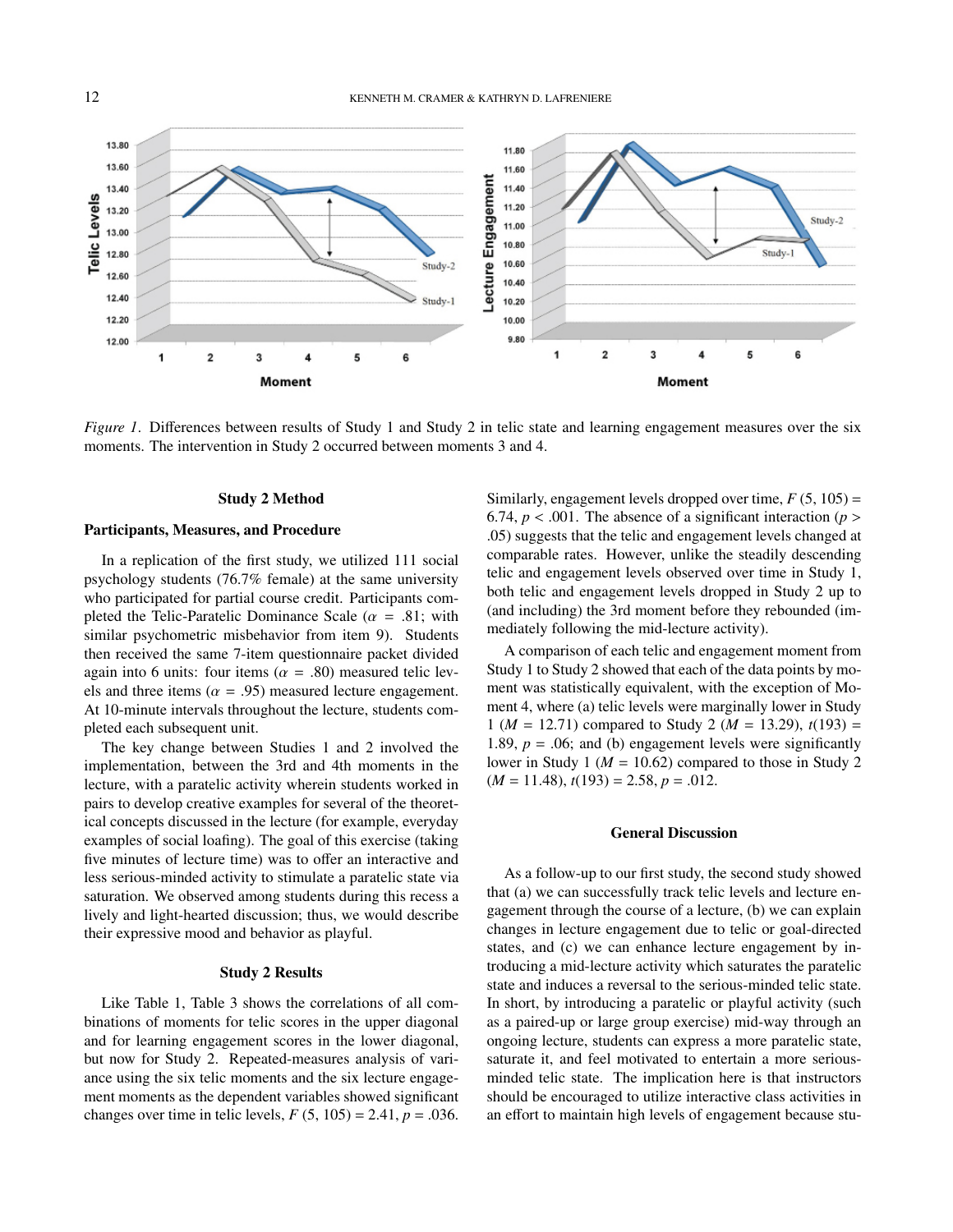*Figure 1*. Differences between results of Study 1 and Study 2 in telic state and learning engagement measures over the six moments. The intervention in Study 2 occurred between moments 3 and 4.

### Study 2 Method

#### Participants, Measures, and Procedure

In a replication of the first study, we utilized 111 social psychology students (76.7% female) at the same university who participated for partial course credit. Participants completed the Telic-Paratelic Dominance Scale ($\alpha$ = .81; with similar psychometric misbehavior from item 9). Students then received the same 7-item questionnaire packet divided again into 6 units: four items ($\alpha$ = .80) measured telic levels and three items ($\alpha$ = .95) measured lecture engagement. At 10-minute intervals throughout the lecture, students completed each subsequent unit.

The key change between Studies 1 and 2 involved the implementation, between the 3rd and 4th moments in the lecture, with a paratelic activity wherein students worked in pairs to develop creative examples for several of the theoretical concepts discussed in the lecture (for example, everyday examples of social loafing). The goal of this exercise (taking five minutes of lecture time) was to offer an interactive and less serious-minded activity to stimulate a paratelic state via saturation. We observed among students during this recess a lively and light-hearted discussion; thus, we would describe their expressive mood and behavior as playful.

### Study 2 Results

Like Table 1, Table 3 shows the correlations of all combinations of moments for telic scores in the upper diagonal and for learning engagement scores in the lower diagonal, but now for Study 2. Repeated-measures analysis of variance using the six telic moments and the six lecture engagement moments as the dependent variables showed significant changes over time in telic levels, $F$ (5, 105) = 2.41, $p$ = .036. Similarly, engagement levels dropped over time, $F$ (5, 105) = 6.74, $p$ < .001. The absence of a significant interaction ($p$ > .05) suggests that the telic and engagement levels changed at comparable rates. However, unlike the steadily descending telic and engagement levels observed over time in Study 1, both telic and engagement levels dropped in Study 2 up to (and including) the 3rd moment before they rebounded (immediately following the mid-lecture activity).

A comparison of each telic and engagement moment from Study 1 to Study 2 showed that each of the data points by moment was statistically equivalent, with the exception of Moment 4, where (a) telic levels were marginally lower in Study 1 ($M$ = 12.71) compared to Study 2 ($M$ = 13.29), $t$(193) = 1.89, $p$ = .06; and (b) engagement levels were significantly lower in Study 1 ($M$ = 10.62) compared to those in Study 2 ($M$ = 11.48), $t$(193) = 2.58, $p$ = .012.

### General Discussion

As a follow-up to our first study, the second study showed that (a) we can successfully track telic levels and lecture engagement through the course of a lecture, (b) we can explain changes in lecture engagement due to telic or goal-directed states, and (c) we can enhance lecture engagement by introducing a mid-lecture activity which saturates the paratelic state and induces a reversal to the serious-minded telic state. In short, by introducing a paratelic or playful activity (such as a paired-up or large group exercise) mid-way through an ongoing lecture, students can express a more paratelic state, saturate it, and feel motivated to entertain a more serious-minded telic state. The implication here is that instructors should be encouraged to utilize interactive class activities in an effort to maintain high levels of engagement because stu-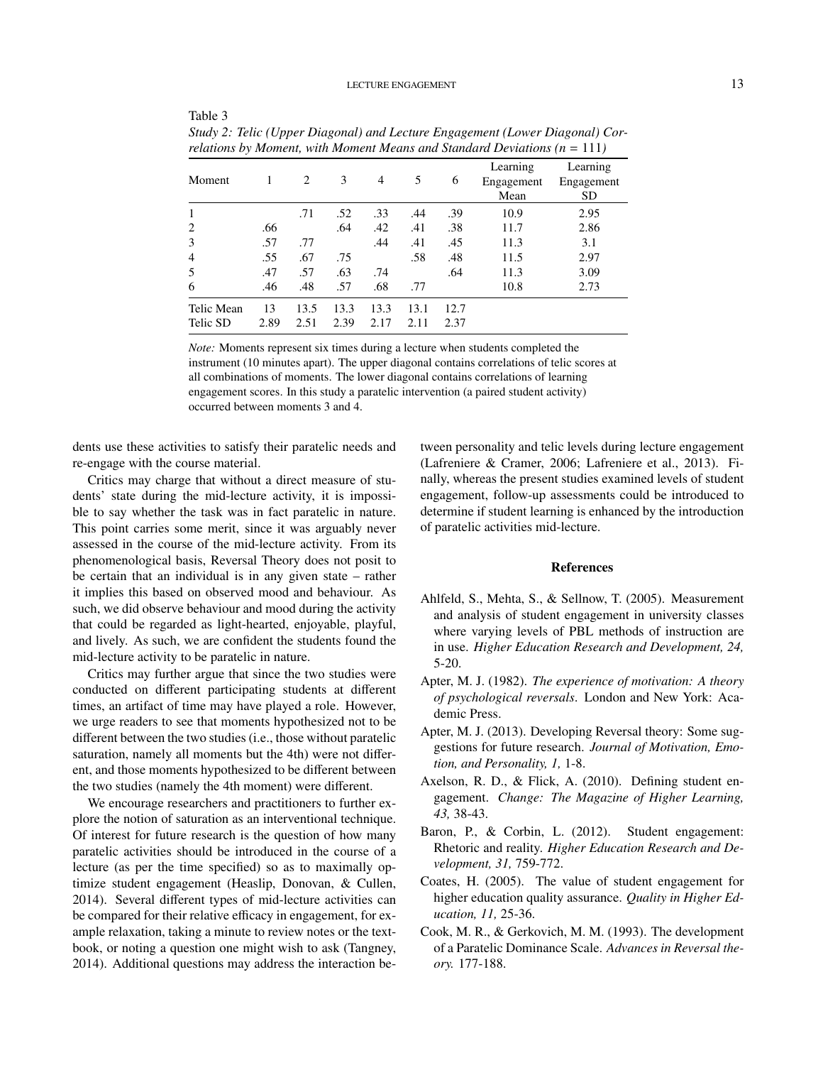Table 3

*Study 2: Telic (Upper Diagonal) and Lecture Engagement (Lower Diagonal) Correlations by Moment, with Moment Means and Standard Deviations (n = 111)*

| Moment | 1 | 2 | 3 | 4 | 5 | 6 | Learning Engagement Mean | Learning Engagement SD |
|---|---|---|---|---|---|---|---|---|
| 1 | | .71 | .52 | .33 | .44 | .39 | 10.9 | 2.95 |
| 2 | .66 | | .64 | .42 | .41 | .38 | 11.7 | 2.86 |
| 3 | .57 | .77 | | .44 | .41 | .45 | 11.3 | 3.1 |
| 4 | .55 | .67 | .75 | | .58 | .48 | 11.5 | 2.97 |
| 5 | .47 | .57 | .63 | .74 | | .64 | 11.3 | 3.09 |
| 6 | .46 | .48 | .57 | .68 | .77 | | 10.8 | 2.73 |
| Telic Mean | 13 | 13.5 | 13.3 | 13.3 | 13.1 | 12.7 | | |
| Telic SD | 2.89 | 2.51 | 2.39 | 2.17 | 2.11 | 2.37 | | |

*Note:* Moments represent six times during a lecture when students completed the instrument (10 minutes apart). The upper diagonal contains correlations of telic scores at all combinations of moments. The lower diagonal contains correlations of learning engagement scores. In this study a paratelic intervention (a paired student activity) occurred between moments 3 and 4.

dents use these activities to satisfy their paratelic needs and re-engage with the course material.

Critics may charge that without a direct measure of students' state during the mid-lecture activity, it is impossible to say whether the task was in fact paratelic in nature. This point carries some merit, since it was arguably never assessed in the course of the mid-lecture activity. From its phenomenological basis, Reversal Theory does not posit to be certain that an individual is in any given state – rather it implies this based on observed mood and behaviour. As such, we did observe behaviour and mood during the activity that could be regarded as light-hearted, enjoyable, playful, and lively. As such, we are confident the students found the mid-lecture activity to be paratelic in nature.

Critics may further argue that since the two studies were conducted on different participating students at different times, an artifact of time may have played a role. However, we urge readers to see that moments hypothesized not to be different between the two studies (i.e., those without paratelic saturation, namely all moments but the 4th) were not different, and those moments hypothesized to be different between the two studies (namely the 4th moment) were different.

We encourage researchers and practitioners to further explore the notion of saturation as an interventional technique. Of interest for future research is the question of how many paratelic activities should be introduced in the course of a lecture (as per the time specified) so as to maximally optimize student engagement (Heaslip, Donovan, & Cullen, 2014). Several different types of mid-lecture activities can be compared for their relative efficacy in engagement, for example relaxation, taking a minute to review notes or the textbook, or noting a question one might wish to ask (Tangney, 2014). Additional questions may address the interaction between personality and telic levels during lecture engagement (Lafreniere & Cramer, 2006; Lafreniere et al., 2013). Finally, whereas the present studies examined levels of student engagement, follow-up assessments could be introduced to determine if student learning is enhanced by the introduction of paratelic activities mid-lecture.

## References

Ahlfeld, S., Mehta, S., & Sellnow, T. (2005). Measurement and analysis of student engagement in university classes where varying levels of PBL methods of instruction are in use. *Higher Education Research and Development, 24,* 5-20.

Apter, M. J. (1982). *The experience of motivation: A theory of psychological reversals*. London and New York: Academic Press.

Apter, M. J. (2013). Developing Reversal theory: Some suggestions for future research. *Journal of Motivation, Emotion, and Personality, 1,* 1-8.

Axelson, R. D., & Flick, A. (2010). Defining student engagement. *Change: The Magazine of Higher Learning, 43,* 38-43.

Baron, P., & Corbin, L. (2012). Student engagement: Rhetoric and reality. *Higher Education Research and Development, 31,* 759-772.

Coates, H. (2005). The value of student engagement for higher education quality assurance. *Quality in Higher Education, 11,* 25-36.

Cook, M. R., & Gerkovich, M. M. (1993). The development of a Paratelic Dominance Scale. *Advances in Reversal theory.* 177-188.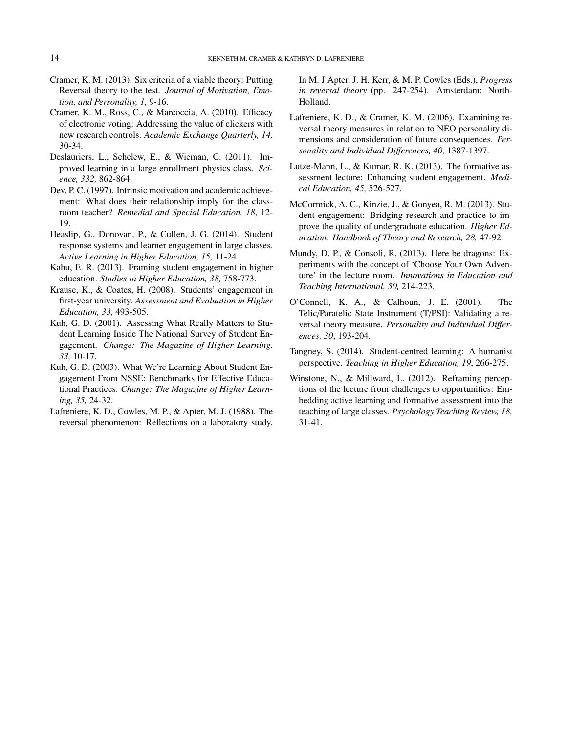Cramer, K. M. (2013). Six criteria of a viable theory: Putting Reversal theory to the test. *Journal of Motivation, Emotion, and Personality, 1,* 9-16.

Cramer, K. M., Ross, C., & Marcoccia, A. (2010). Efficacy of electronic voting: Addressing the value of clickers with new research controls. *Academic Exchange Quarterly, 14,* 30-34.

Deslauriers, L., Schelew, E., & Wieman, C. (2011). Improved learning in a large enrollment physics class. *Science, 332,* 862-864.

Dev, P. C. (1997). Intrinsic motivation and academic achievement: What does their relationship imply for the classroom teacher? *Remedial and Special Education, 18*, 12-19.

Heaslip, G., Donovan, P., & Cullen, J. G. (2014). Student response systems and learner engagement in large classes. *Active Learning in Higher Education, 15,* 11-24.

Kahu, E. R. (2013). Framing student engagement in higher education. *Studies in Higher Education, 38,* 758-773.

Krause, K., & Coates, H. (2008). Students' engagement in first-year university. *Assessment and Evaluation in Higher Education, 33,* 493-505.

Kuh, G. D. (2001). Assessing What Really Matters to Student Learning Inside The National Survey of Student Engagement. *Change: The Magazine of Higher Learning, 33,* 10-17.

Kuh, G. D. (2003). What We're Learning About Student Engagement From NSSE: Benchmarks for Effective Educational Practices. *Change: The Magazine of Higher Learning, 35,* 24-32.

Lafreniere, K. D., Cowles, M. P., & Apter, M. J. (1988). The reversal phenomenon: Reflections on a laboratory study. In M. J Apter, J. H. Kerr, & M. P. Cowles (Eds.), *Progress in reversal theory* (pp. 247-254). Amsterdam: North-Holland.

Lafreniere, K. D., & Cramer, K. M. (2006). Examining reversal theory measures in relation to NEO personality dimensions and consideration of future consequences. *Personality and Individual Differences, 40,* 1387-1397.

Lutze-Mann, L., & Kumar, R. K. (2013). The formative assessment lecture: Enhancing student engagement. *Medical Education, 45,* 526-527.

McCormick, A. C., Kinzie, J., & Gonyea, R. M. (2013). Student engagement: Bridging research and practice to improve the quality of undergraduate education. *Higher Education: Handbook of Theory and Research, 28,* 47-92.

Mundy, D. P., & Consoli, R. (2013). Here be dragons: Experiments with the concept of 'Choose Your Own Adventure' in the lecture room. *Innovations in Education and Teaching International, 50,* 214-223.

O'Connell, K. A., & Calhoun, J. E. (2001). The Telic/Paratelic State Instrument (T/PSI): Validating a reversal theory measure. *Personality and Individual Differences, 30*, 193-204.

Tangney, S. (2014). Student-centred learning: A humanist perspective. *Teaching in Higher Education, 19*, 266-275.

Winstone, N., & Millward, L. (2012). Reframing perceptions of the lecture from challenges to opportunities: Embedding active learning and formative assessment into the teaching of large classes. *Psychology Teaching Review, 18,* 31-41.